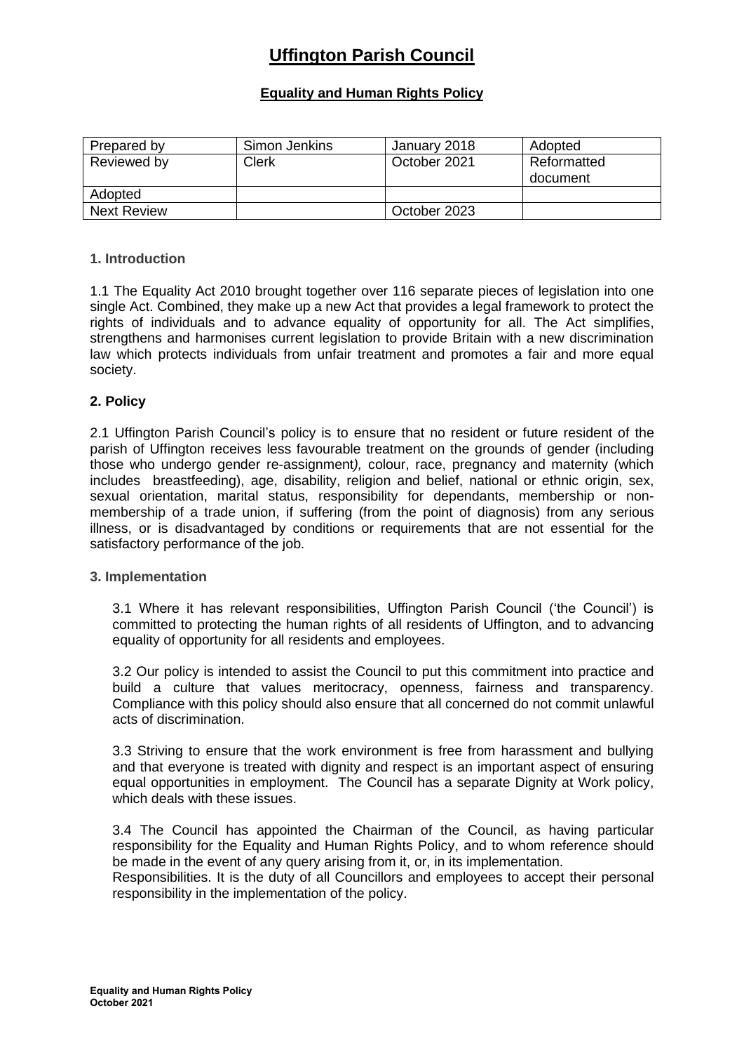# Uffington Parish Council

## Equality and Human Rights Policy

| Prepared by | Simon Jenkins | January 2018 | Adopted |
|---|---|---|---|
| Reviewed by | Clerk | October 2021 | Reformatted document |
| Adopted | | | |
| Next Review | | October 2023 | |

### 1. Introduction

1.1 The Equality Act 2010 brought together over 116 separate pieces of legislation into one single Act. Combined, they make up a new Act that provides a legal framework to protect the rights of individuals and to advance equality of opportunity for all. The Act simplifies, strengthens and harmonises current legislation to provide Britain with a new discrimination law which protects individuals from unfair treatment and promotes a fair and more equal society.

### 2. Policy

2.1 Uffington Parish Council's policy is to ensure that no resident or future resident of the parish of Uffington receives less favourable treatment on the grounds of gender (including those who undergo gender re-assignment*),* colour, race, pregnancy and maternity (which includes breastfeeding), age, disability, religion and belief, national or ethnic origin, sex, sexual orientation, marital status, responsibility for dependants, membership or non-membership of a trade union, if suffering (from the point of diagnosis) from any serious illness, or is disadvantaged by conditions or requirements that are not essential for the satisfactory performance of the job.

### 3. Implementation

3.1 Where it has relevant responsibilities, Uffington Parish Council ('the Council') is committed to protecting the human rights of all residents of Uffington, and to advancing equality of opportunity for all residents and employees.

3.2 Our policy is intended to assist the Council to put this commitment into practice and build a culture that values meritocracy, openness, fairness and transparency. Compliance with this policy should also ensure that all concerned do not commit unlawful acts of discrimination.

3.3 Striving to ensure that the work environment is free from harassment and bullying and that everyone is treated with dignity and respect is an important aspect of ensuring equal opportunities in employment. The Council has a separate Dignity at Work policy, which deals with these issues.

3.4 The Council has appointed the Chairman of the Council, as having particular responsibility for the Equality and Human Rights Policy, and to whom reference should be made in the event of any query arising from it, or, in its implementation.
Responsibilities. It is the duty of all Councillors and employees to accept their personal responsibility in the implementation of the policy.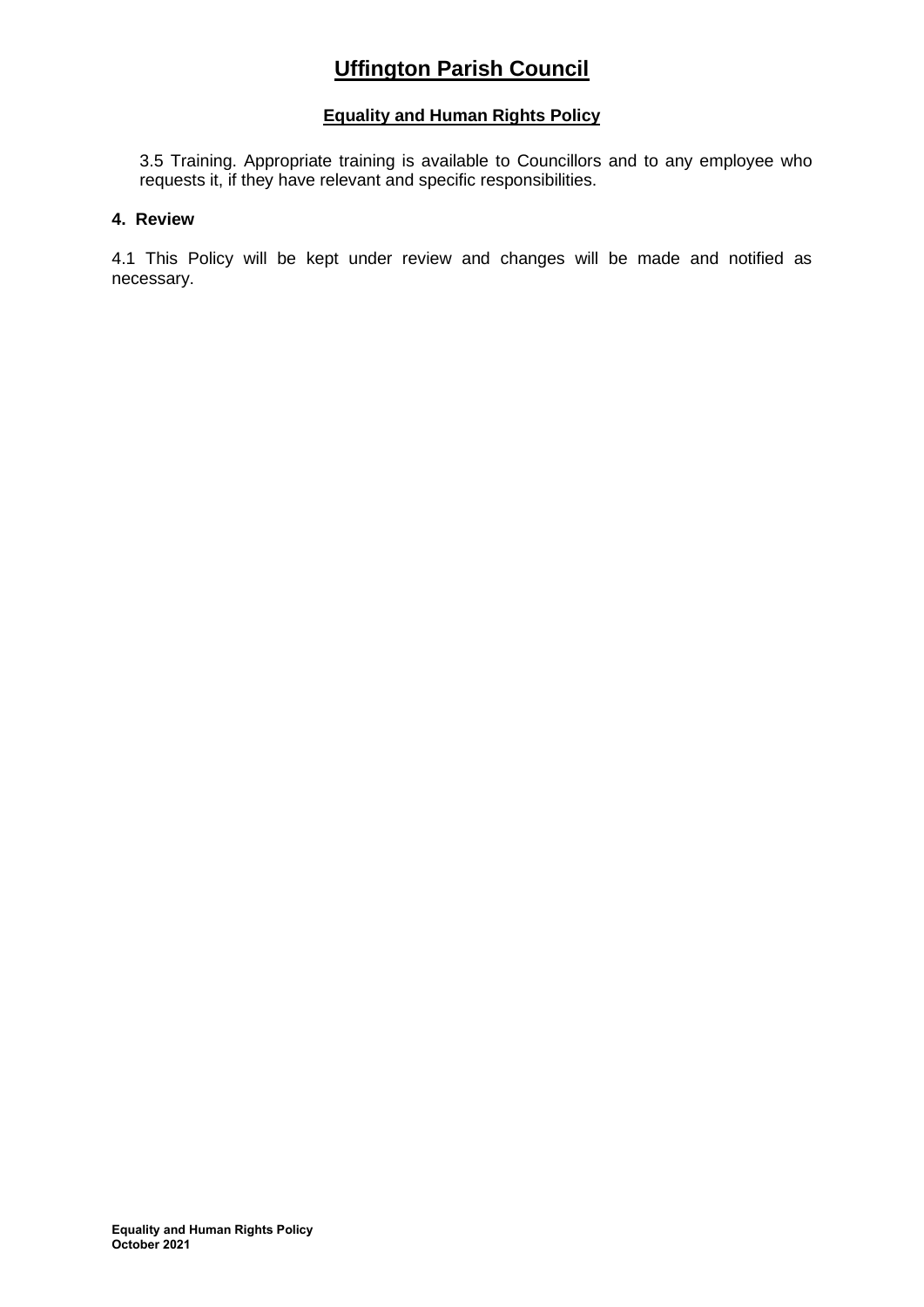3.5 Training. Appropriate training is available to Councillors and to any employee who requests it, if they have relevant and specific responsibilities.

### 4. Review

4.1 This Policy will be kept under review and changes will be made and notified as necessary.